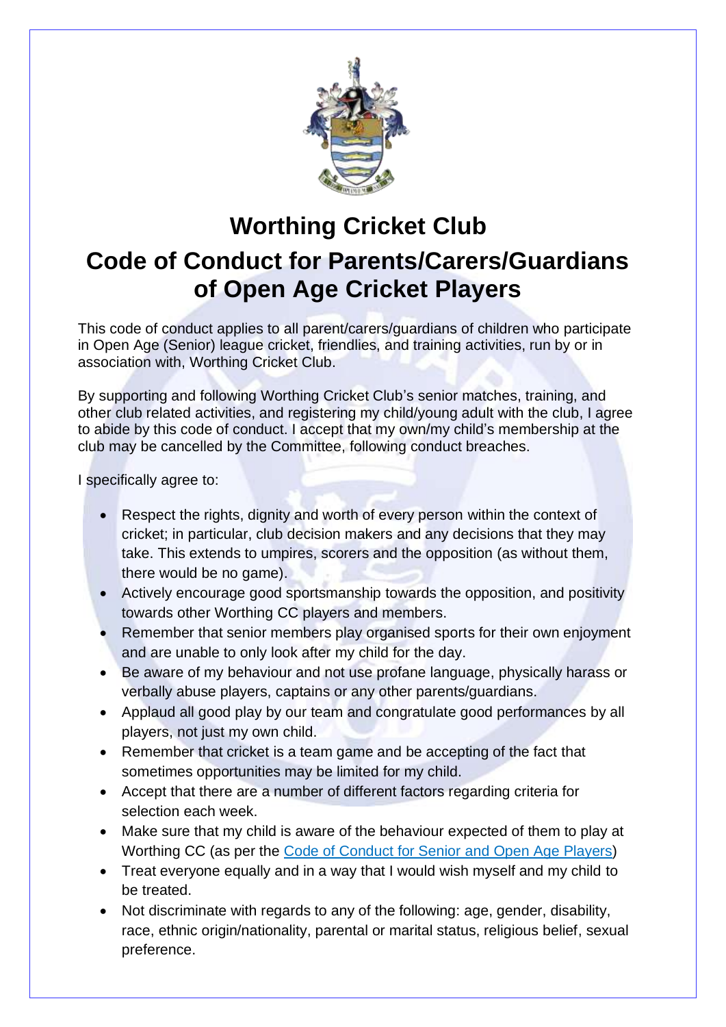# Worthing Cricket Club

# Code of Conduct for Parents/Carers/Guardians of Open Age Cricket Players

This code of conduct applies to all parent/carers/guardians of children who participate in Open Age (Senior) league cricket, friendlies, and training activities, run by or in association with, Worthing Cricket Club.

By supporting and following Worthing Cricket Club's senior matches, training, and other club related activities, and registering my child/young adult with the club, I agree to abide by this code of conduct. I accept that my own/my child's membership at the club may be cancelled by the Committee, following conduct breaches.

I specifically agree to:

- Respect the rights, dignity and worth of every person within the context of cricket; in particular, club decision makers and any decisions that they may take. This extends to umpires, scorers and the opposition (as without them, there would be no game).
- Actively encourage good sportsmanship towards the opposition, and positivity towards other Worthing CC players and members.
- Remember that senior members play organised sports for their own enjoyment and are unable to only look after my child for the day.
- Be aware of my behaviour and not use profane language, physically harass or verbally abuse players, captains or any other parents/guardians.
- Applaud all good play by our team and congratulate good performances by all players, not just my own child.
- Remember that cricket is a team game and be accepting of the fact that sometimes opportunities may be limited for my child.
- Accept that there are a number of different factors regarding criteria for selection each week.
- Make sure that my child is aware of the behaviour expected of them to play at Worthing CC (as per the Code of Conduct for Senior and Open Age Players)
- Treat everyone equally and in a way that I would wish myself and my child to be treated.
- Not discriminate with regards to any of the following: age, gender, disability, race, ethnic origin/nationality, parental or marital status, religious belief, sexual preference.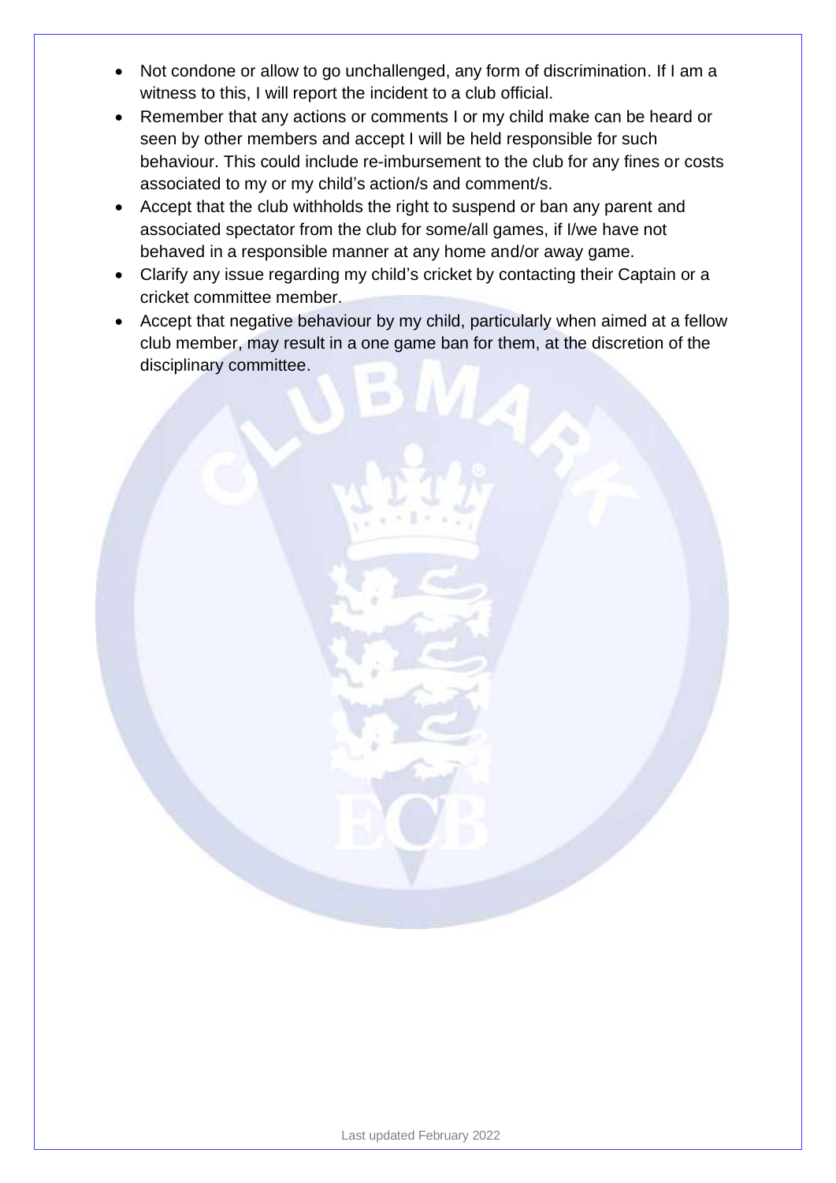- Not condone or allow to go unchallenged, any form of discrimination. If I am a witness to this, I will report the incident to a club official.
- Remember that any actions or comments I or my child make can be heard or seen by other members and accept I will be held responsible for such behaviour. This could include re-imbursement to the club for any fines or costs associated to my or my child's action/s and comment/s.
- Accept that the club withholds the right to suspend or ban any parent and associated spectator from the club for some/all games, if I/we have not behaved in a responsible manner at any home and/or away game.
- Clarify any issue regarding my child's cricket by contacting their Captain or a cricket committee member.
- Accept that negative behaviour by my child, particularly when aimed at a fellow club member, may result in a one game ban for them, at the discretion of the disciplinary committee.

Last updated February 2022